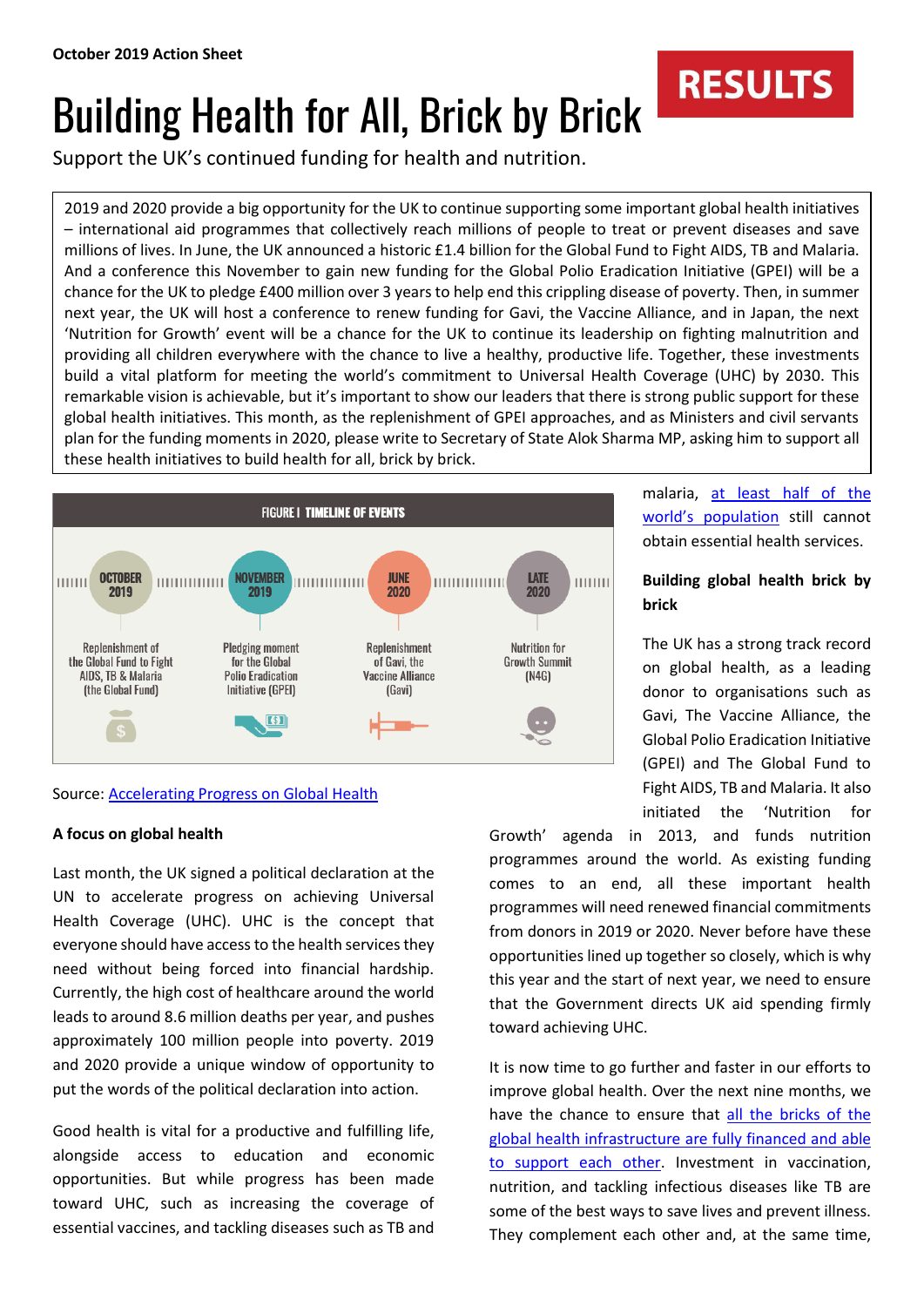**October 2019 Action Sheet**

# Building Health for All, Brick by Brick

RESULTS

Support the UK's continued funding for health and nutrition.

2019 and 2020 provide a big opportunity for the UK to continue supporting some important global health initiatives – international aid programmes that collectively reach millions of people to treat or prevent diseases and save millions of lives. In June, the UK announced a historic £1.4 billion for the Global Fund to Fight AIDS, TB and Malaria. And a conference this November to gain new funding for the Global Polio Eradication Initiative (GPEI) will be a chance for the UK to pledge £400 million over 3 years to help end this crippling disease of poverty. Then, in summer next year, the UK will host a conference to renew funding for Gavi, the Vaccine Alliance, and in Japan, the next 'Nutrition for Growth' event will be a chance for the UK to continue its leadership on fighting malnutrition and providing all children everywhere with the chance to live a healthy, productive life. Together, these investments build a vital platform for meeting the world's commitment to Universal Health Coverage (UHC) by 2030. This remarkable vision is achievable, but it's important to show our leaders that there is strong public support for these global health initiatives. This month, as the replenishment of GPEI approaches, and as Ministers and civil servants plan for the funding moments in 2020, please write to Secretary of State Alok Sharma MP, asking him to support all these health initiatives to build health for all, brick by brick.

FIGURE I TIMELINE OF EVENTS

| OCTOBER 2019 | NOVEMBER 2019 | JUNE 2020 | LATE 2020 |
|---|---|---|---|
| Replenishment of the Global Fund to Fight AIDS, TB & Malaria (the Global Fund) | Pledging moment for the Global Polio Eradication Initiative (GPEI) | Replenishment of Gavi, the Vaccine Alliance (Gavi) | Nutrition for Growth Summit (N4G) |

Source: Accelerating Progress on Global Health

### A focus on global health

Last month, the UK signed a political declaration at the UN to accelerate progress on achieving Universal Health Coverage (UHC). UHC is the concept that everyone should have access to the health services they need without being forced into financial hardship. Currently, the high cost of healthcare around the world leads to around 8.6 million deaths per year, and pushes approximately 100 million people into poverty. 2019 and 2020 provide a unique window of opportunity to put the words of the political declaration into action.

Good health is vital for a productive and fulfilling life, alongside access to education and economic opportunities. But while progress has been made toward UHC, such as increasing the coverage of essential vaccines, and tackling diseases such as TB and malaria, at least half of the world's population still cannot obtain essential health services.

### Building global health brick by brick

The UK has a strong track record on global health, as a leading donor to organisations such as Gavi, The Vaccine Alliance, the Global Polio Eradication Initiative (GPEI) and The Global Fund to Fight AIDS, TB and Malaria. It also initiated the 'Nutrition for Growth' agenda in 2013, and funds nutrition programmes around the world. As existing funding comes to an end, all these important health programmes will need renewed financial commitments from donors in 2019 or 2020. Never before have these opportunities lined up together so closely, which is why this year and the start of next year, we need to ensure that the Government directs UK aid spending firmly toward achieving UHC.

It is now time to go further and faster in our efforts to improve global health. Over the next nine months, we have the chance to ensure that all the bricks of the global health infrastructure are fully financed and able to support each other. Investment in vaccination, nutrition, and tackling infectious diseases like TB are some of the best ways to save lives and prevent illness. They complement each other and, at the same time,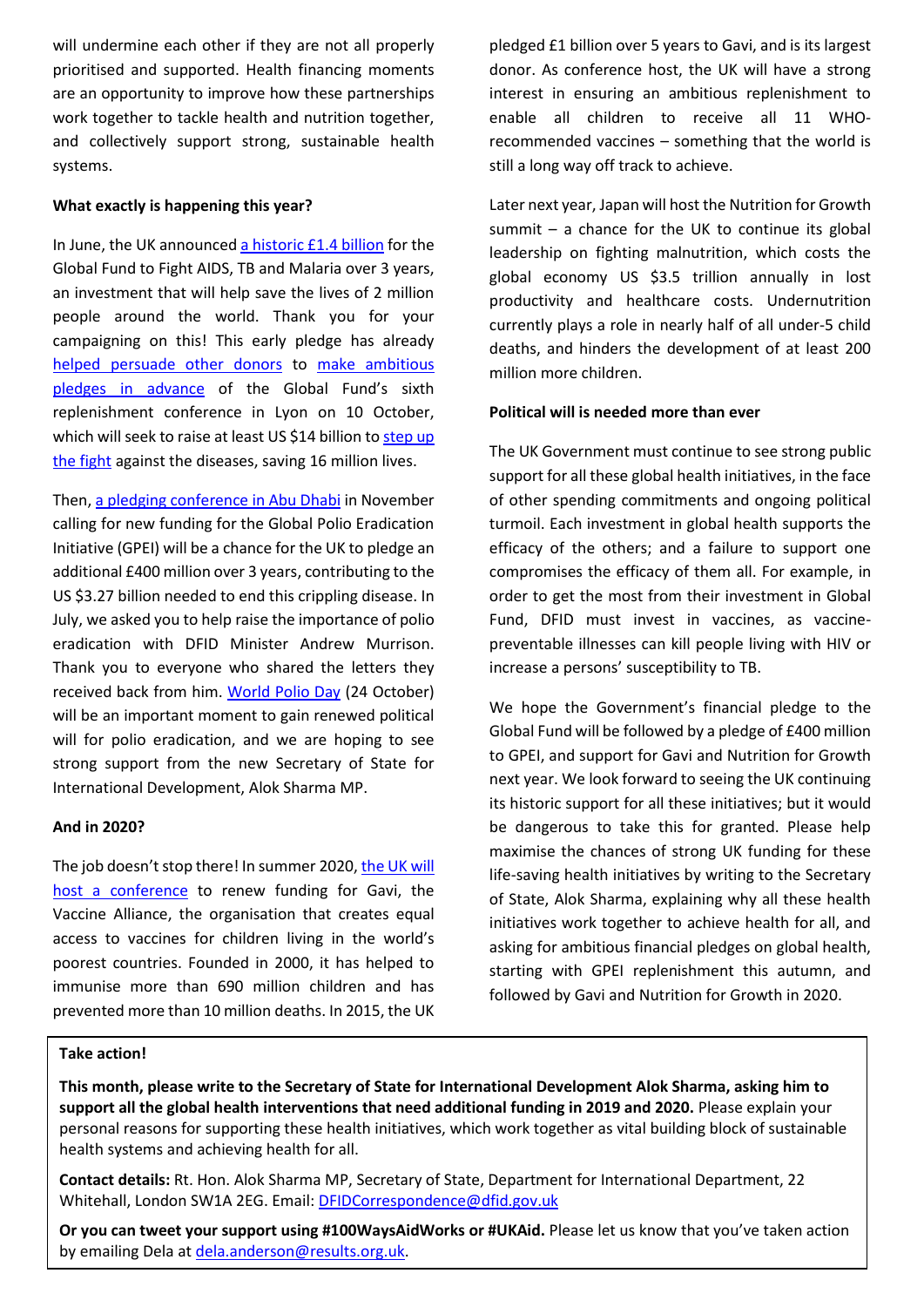will undermine each other if they are not all properly prioritised and supported. Health financing moments are an opportunity to improve how these partnerships work together to tackle health and nutrition together, and collectively support strong, sustainable health systems.

**What exactly is happening this year?**

In June, the UK announced a historic £1.4 billion for the Global Fund to Fight AIDS, TB and Malaria over 3 years, an investment that will help save the lives of 2 million people around the world. Thank you for your campaigning on this! This early pledge has already helped persuade other donors to make ambitious pledges in advance of the Global Fund's sixth replenishment conference in Lyon on 10 October, which will seek to raise at least US $14 billion to step up the fight against the diseases, saving 16 million lives.

Then, a pledging conference in Abu Dhabi in November calling for new funding for the Global Polio Eradication Initiative (GPEI) will be a chance for the UK to pledge an additional £400 million over 3 years, contributing to the US $3.27 billion needed to end this crippling disease. In July, we asked you to help raise the importance of polio eradication with DFID Minister Andrew Murrison. Thank you to everyone who shared the letters they received back from him. World Polio Day (24 October) will be an important moment to gain renewed political will for polio eradication, and we are hoping to see strong support from the new Secretary of State for International Development, Alok Sharma MP.

**And in 2020?**

The job doesn't stop there! In summer 2020, the UK will host a conference to renew funding for Gavi, the Vaccine Alliance, the organisation that creates equal access to vaccines for children living in the world's poorest countries. Founded in 2000, it has helped to immunise more than 690 million children and has prevented more than 10 million deaths. In 2015, the UK pledged £1 billion over 5 years to Gavi, and is its largest donor. As conference host, the UK will have a strong interest in ensuring an ambitious replenishment to enable all children to receive all 11 WHO-recommended vaccines – something that the world is still a long way off track to achieve.

Later next year, Japan will host the Nutrition for Growth summit – a chance for the UK to continue its global leadership on fighting malnutrition, which costs the global economy US $3.5 trillion annually in lost productivity and healthcare costs. Undernutrition currently plays a role in nearly half of all under-5 child deaths, and hinders the development of at least 200 million more children.

**Political will is needed more than ever**

The UK Government must continue to see strong public support for all these global health initiatives, in the face of other spending commitments and ongoing political turmoil. Each investment in global health supports the efficacy of the others; and a failure to support one compromises the efficacy of them all. For example, in order to get the most from their investment in Global Fund, DFID must invest in vaccines, as vaccine-preventable illnesses can kill people living with HIV or increase a persons' susceptibility to TB.

We hope the Government's financial pledge to the Global Fund will be followed by a pledge of £400 million to GPEI, and support for Gavi and Nutrition for Growth next year. We look forward to seeing the UK continuing its historic support for all these initiatives; but it would be dangerous to take this for granted. Please help maximise the chances of strong UK funding for these life-saving health initiatives by writing to the Secretary of State, Alok Sharma, explaining why all these health initiatives work together to achieve health for all, and asking for ambitious financial pledges on global health, starting with GPEI replenishment this autumn, and followed by Gavi and Nutrition for Growth in 2020.

**Take action!**

**This month, please write to the Secretary of State for International Development Alok Sharma, asking him to support all the global health interventions that need additional funding in 2019 and 2020.** Please explain your personal reasons for supporting these health initiatives, which work together as vital building block of sustainable health systems and achieving health for all.

**Contact details:** Rt. Hon. Alok Sharma MP, Secretary of State, Department for International Department, 22 Whitehall, London SW1A 2EG. Email: DFIDCorrespondence@dfid.gov.uk

**Or you can tweet your support using #100WaysAidWorks or #UKAid.** Please let us know that you've taken action by emailing Dela at dela.anderson@results.org.uk.